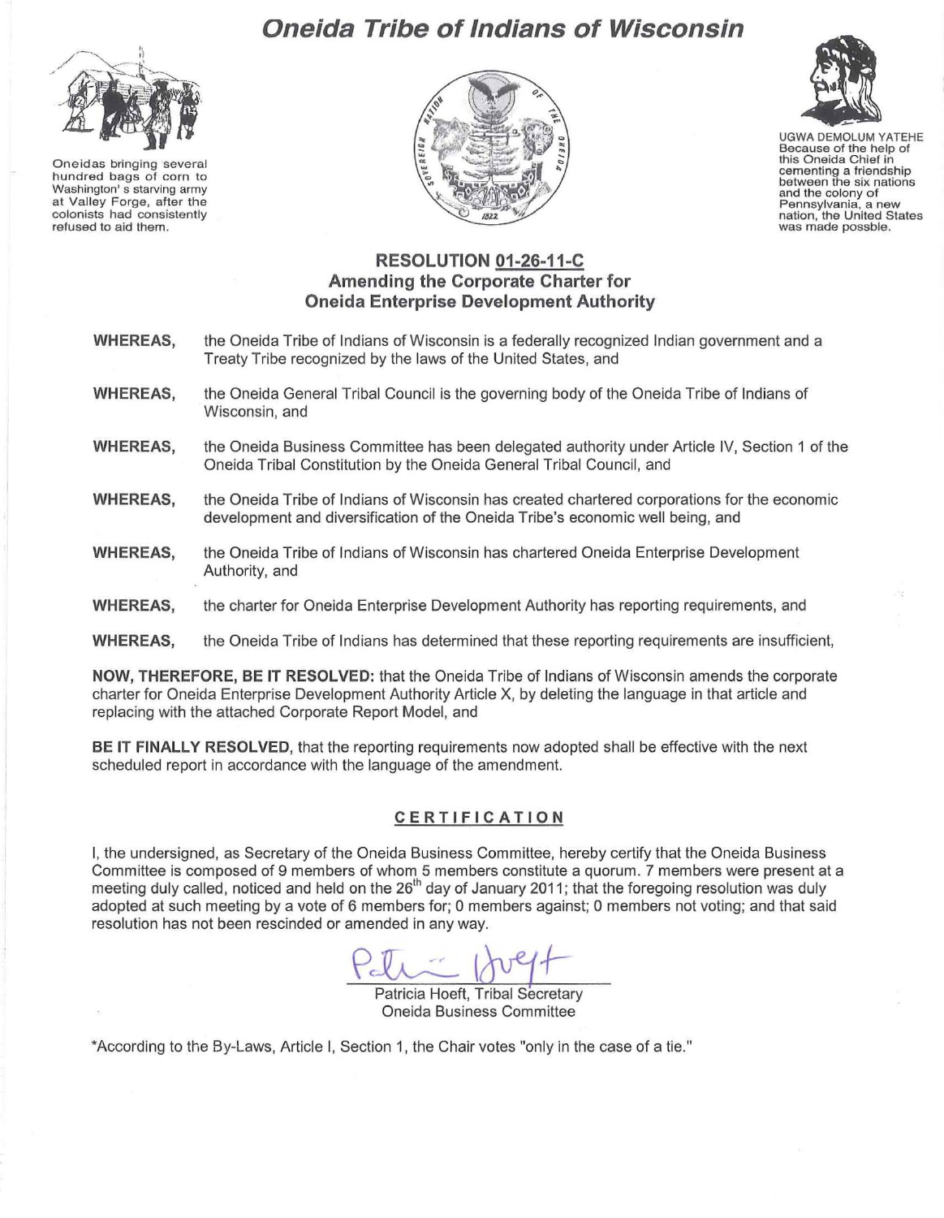# *Oneida Tribe of Indians of Wisconsin*

Oneidas bringing several hundred bags of corn to Washington' s starving army at Valley Forge, after the colonists had consistently refused to aid them.

UGWA DEMOLUM YATEHE Because of the help of this Oneida Chief in cementing a friendship between the six nations and the colony of Pennsylvania, a new nation, the United States was made possble.

## RESOLUTION 01-26-11-C
## Amending the Corporate Charter for Oneida Enterprise Development Authority

**WHEREAS,** the Oneida Tribe of Indians of Wisconsin is a federally recognized Indian government and a Treaty Tribe recognized by the laws of the United States, and

**WHEREAS,** the Oneida General Tribal Council is the governing body of the Oneida Tribe of Indians of Wisconsin, and

**WHEREAS,** the Oneida Business Committee has been delegated authority under Article IV, Section 1 of the Oneida Tribal Constitution by the Oneida General Tribal Council, and

**WHEREAS,** the Oneida Tribe of Indians of Wisconsin has created chartered corporations for the economic development and diversification of the Oneida Tribe's economic well being, and

**WHEREAS,** the Oneida Tribe of Indians of Wisconsin has chartered Oneida Enterprise Development Authority, and

**WHEREAS,** the charter for Oneida Enterprise Development Authority has reporting requirements, and

**WHEREAS,** the Oneida Tribe of Indians has determined that these reporting requirements are insufficient,

**NOW, THEREFORE, BE IT RESOLVED:** that the Oneida Tribe of Indians of Wisconsin amends the corporate charter for Oneida Enterprise Development Authority Article X, by deleting the language in that article and replacing with the attached Corporate Report Model, and

**BE IT FINALLY RESOLVED**, that the reporting requirements now adopted shall be effective with the next scheduled report in accordance with the language of the amendment.

### CERTIFICATION

I, the undersigned, as Secretary of the Oneida Business Committee, hereby certify that the Oneida Business Committee is composed of 9 members of whom 5 members constitute a quorum. 7 members were present at a meeting duly called, noticed and held on the 26th day of January 2011; that the foregoing resolution was duly adopted at such meeting by a vote of 6 members for; 0 members against; 0 members not voting; and that said resolution has not been rescinded or amended in any way.

Patricia Hoeft, Tribal Secretary
Oneida Business Committee

*According to the By-Laws, Article I, Section 1, the Chair votes "only in the case of a tie."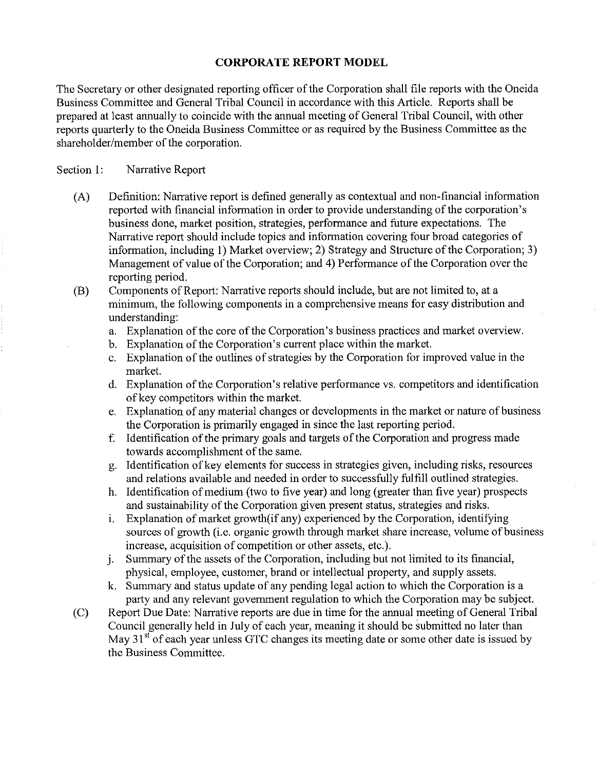# CORPORATE REPORT MODEL

The Secretary or other designated reporting officer of the Corporation shall file reports with the Oneida Business Committee and General Tribal Council in accordance with this Article. Reports shall be prepared at least annually to coincide with the annual meeting of General Tribal Council, with other reports quarterly to the Oneida Business Committee or as required by the Business Committee as the shareholder/member of the corporation.

Section 1: Narrative Report

(A) Definition: Narrative report is defined generally as contextual and non-financial information reported with financial information in order to provide understanding of the corporation's business done, market position, strategies, performance and future expectations. The Narrative report should include topics and information covering four broad categories of information, including 1) Market overview; 2) Strategy and Structure of the Corporation; 3) Management of value of the Corporation; and 4) Performance of the Corporation over the reporting period.

(B) Components of Report: Narrative reports should include, but are not limited to, at a minimum, the following components in a comprehensive means for easy distribution and understanding:

a. Explanation of the core of the Corporation's business practices and market overview.
b. Explanation of the Corporation's current place within the market.
c. Explanation of the outlines of strategies by the Corporation for improved value in the market.
d. Explanation of the Corporation's relative performance vs. competitors and identification of key competitors within the market.
e. Explanation of any material changes or developments in the market or nature of business the Corporation is primarily engaged in since the last reporting period.
f. Identification of the primary goals and targets of the Corporation and progress made towards accomplishment of the same.
g. Identification of key elements for success in strategies given, including risks, resources and relations available and needed in order to successfully fulfill outlined strategies.
h. Identification of medium (two to five year) and long (greater than five year) prospects and sustainability of the Corporation given present status, strategies and risks.
i. Explanation of market growth(if any) experienced by the Corporation, identifying sources of growth (i.e. organic growth through market share increase, volume of business increase, acquisition of competition or other assets, etc.).
j. Summary of the assets of the Corporation, including but not limited to its financial, physical, employee, customer, brand or intellectual property, and supply assets.
k. Summary and status update of any pending legal action to which the Corporation is a party and any relevant government regulation to which the Corporation may be subject.

(C) Report Due Date: Narrative reports are due in time for the annual meeting of General Tribal Council generally held in July of each year, meaning it should be submitted no later than May 31st of each year unless GTC changes its meeting date or some other date is issued by the Business Committee.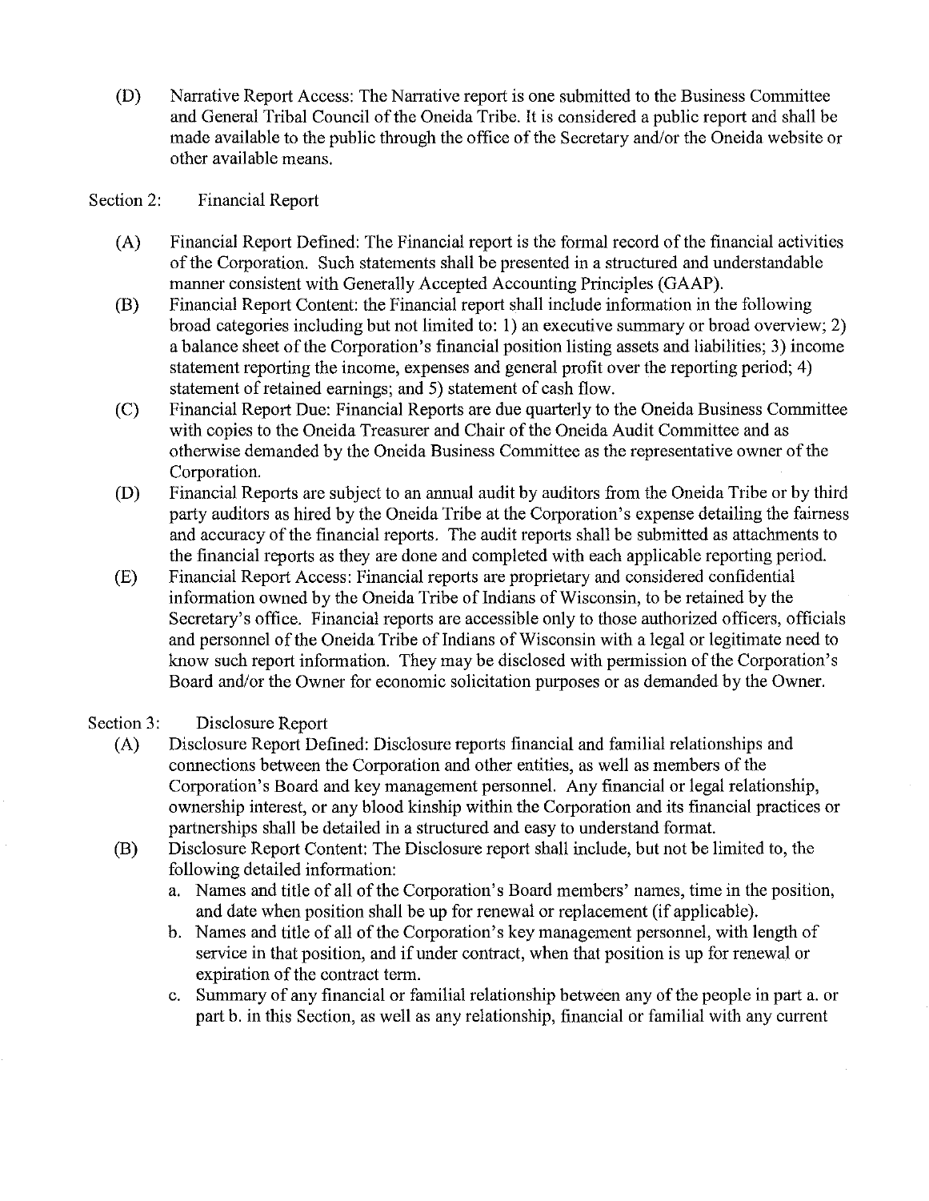(D) Narrative Report Access: The Narrative report is one submitted to the Business Committee and General Tribal Council of the Oneida Tribe. It is considered a public report and shall be made available to the public through the office of the Secretary and/or the Oneida website or other available means.

Section 2: Financial Report

(A) Financial Report Defined: The Financial report is the formal record of the financial activities of the Corporation. Such statements shall be presented in a structured and understandable manner consistent with Generally Accepted Accounting Principles (GAAP).

(B) Financial Report Content: the Financial report shall include information in the following broad categories including but not limited to: 1) an executive summary or broad overview; 2) a balance sheet of the Corporation's financial position listing assets and liabilities; 3) income statement reporting the income, expenses and general profit over the reporting period; 4) statement of retained earnings; and 5) statement of cash flow.

(C) Financial Report Due: Financial Reports are due quarterly to the Oneida Business Committee with copies to the Oneida Treasurer and Chair of the Oneida Audit Committee and as otherwise demanded by the Oneida Business Committee as the representative owner of the Corporation.

(D) Financial Reports are subject to an annual audit by auditors from the Oneida Tribe or by third party auditors as hired by the Oneida Tribe at the Corporation's expense detailing the fairness and accuracy of the financial reports. The audit reports shall be submitted as attachments to the financial reports as they are done and completed with each applicable reporting period.

(E) Financial Report Access: Financial reports are proprietary and considered confidential information owned by the Oneida Tribe of Indians of Wisconsin, to be retained by the Secretary's office. Financial reports are accessible only to those authorized officers, officials and personnel of the Oneida Tribe of Indians of Wisconsin with a legal or legitimate need to know such report information. They may be disclosed with permission of the Corporation's Board and/or the Owner for economic solicitation purposes or as demanded by the Owner.

Section 3: Disclosure Report

(A) Disclosure Report Defined: Disclosure reports financial and familial relationships and connections between the Corporation and other entities, as well as members of the Corporation's Board and key management personnel. Any financial or legal relationship, ownership interest, or any blood kinship within the Corporation and its financial practices or partnerships shall be detailed in a structured and easy to understand format.

(B) Disclosure Report Content: The Disclosure report shall include, but not be limited to, the following detailed information:

a. Names and title of all of the Corporation's Board members' names, time in the position, and date when position shall be up for renewal or replacement (if applicable).

b. Names and title of all of the Corporation's key management personnel, with length of service in that position, and if under contract, when that position is up for renewal or expiration of the contract term.

c. Summary of any financial or familial relationship between any of the people in part a. or part b. in this Section, as well as any relationship, financial or familial with any current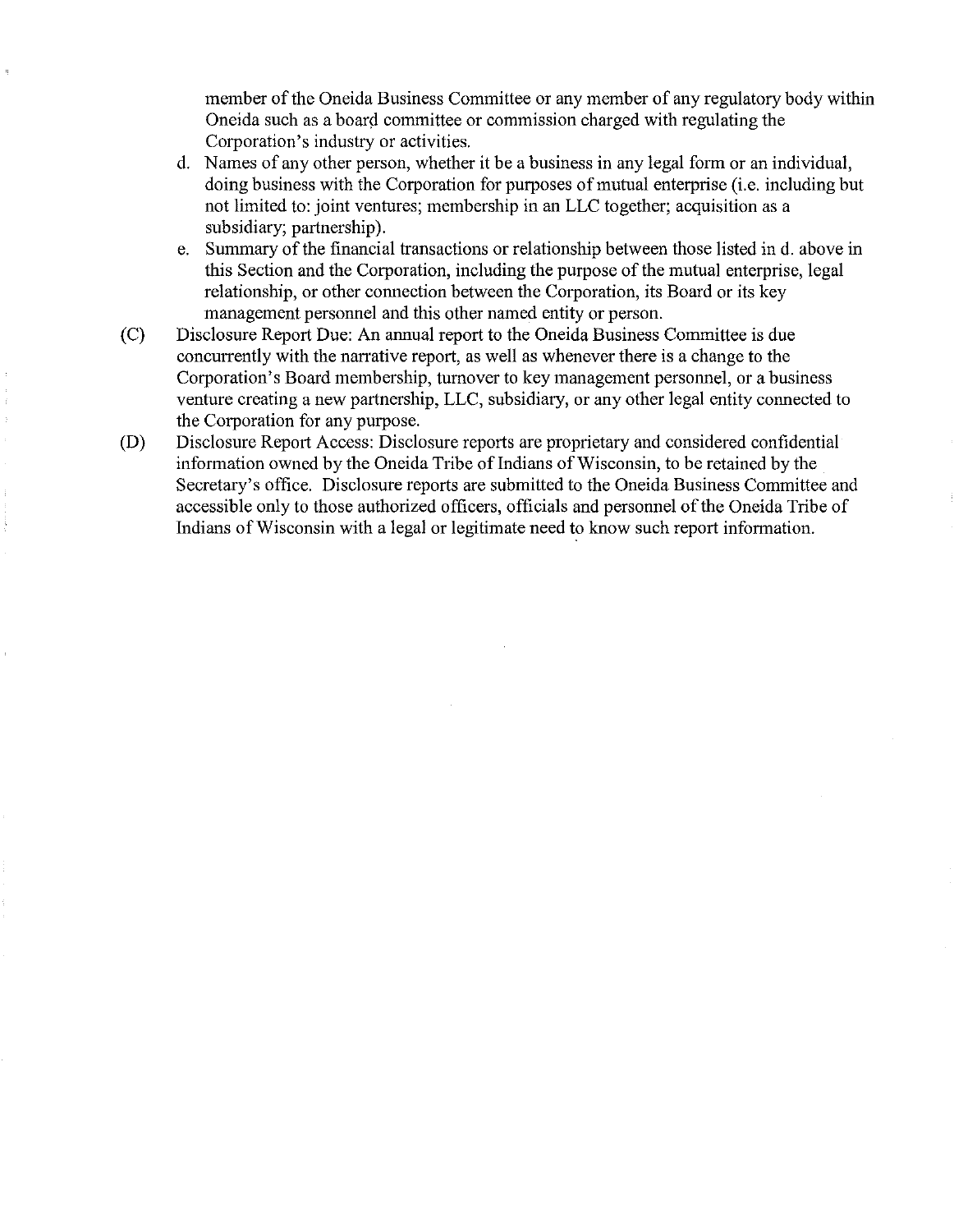member of the Oneida Business Committee or any member of any regulatory body within Oneida such as a board committee or commission charged with regulating the Corporation's industry or activities.

d. Names of any other person, whether it be a business in any legal form or an individual, doing business with the Corporation for purposes of mutual enterprise (i.e. including but not limited to: joint ventures; membership in an LLC together; acquisition as a subsidiary; partnership).

e. Summary of the financial transactions or relationship between those listed in d. above in this Section and the Corporation, including the purpose of the mutual enterprise, legal relationship, or other connection between the Corporation, its Board or its key management personnel and this other named entity or person.

(C) Disclosure Report Due: An annual report to the Oneida Business Committee is due concurrently with the narrative report, as well as whenever there is a change to the Corporation's Board membership, turnover to key management personnel, or a business venture creating a new partnership, LLC, subsidiary, or any other legal entity connected to the Corporation for any purpose.

(D) Disclosure Report Access: Disclosure reports are proprietary and considered confidential information owned by the Oneida Tribe of Indians of Wisconsin, to be retained by the Secretary's office. Disclosure reports are submitted to the Oneida Business Committee and accessible only to those authorized officers, officials and personnel of the Oneida Tribe of Indians of Wisconsin with a legal or legitimate need to know such report information.